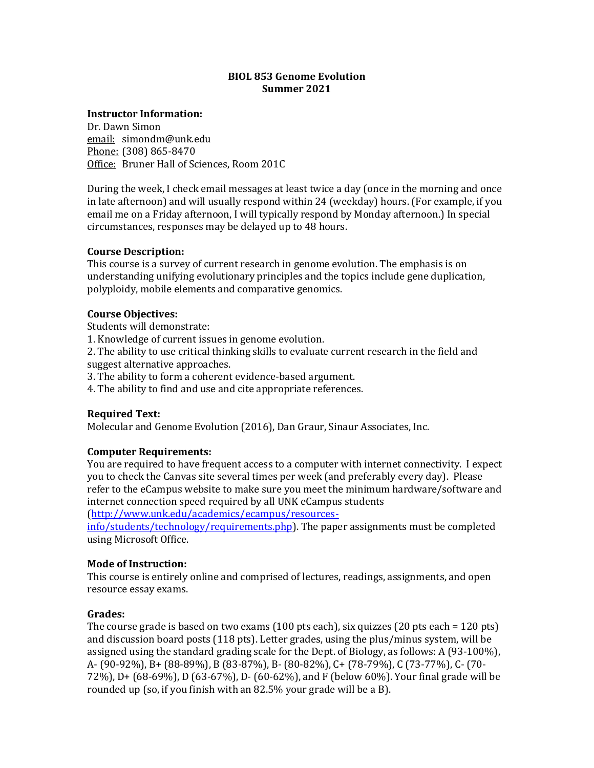# BIOL 853 Genome Evolution
## Summer 2021

**Instructor Information:**
Dr. Dawn Simon
email: simondm@unk.edu
Phone: (308) 865-8470
Office: Bruner Hall of Sciences, Room 201C

During the week, I check email messages at least twice a day (once in the morning and once in late afternoon) and will usually respond within 24 (weekday) hours. (For example, if you email me on a Friday afternoon, I will typically respond by Monday afternoon.) In special circumstances, responses may be delayed up to 48 hours.

**Course Description:**
This course is a survey of current research in genome evolution. The emphasis is on understanding unifying evolutionary principles and the topics include gene duplication, polyploidy, mobile elements and comparative genomics.

**Course Objectives:**
Students will demonstrate:
1. Knowledge of current issues in genome evolution.
2. The ability to use critical thinking skills to evaluate current research in the field and suggest alternative approaches.
3. The ability to form a coherent evidence-based argument.
4. The ability to find and use and cite appropriate references.

**Required Text:**
Molecular and Genome Evolution (2016), Dan Graur, Sinaur Associates, Inc.

**Computer Requirements:**
You are required to have frequent access to a computer with internet connectivity. I expect you to check the Canvas site several times per week (and preferably every day). Please refer to the eCampus website to make sure you meet the minimum hardware/software and internet connection speed required by all UNK eCampus students (http://www.unk.edu/academics/ecampus/resources-info/students/technology/requirements.php). The paper assignments must be completed using Microsoft Office.

**Mode of Instruction:**
This course is entirely online and comprised of lectures, readings, assignments, and open resource essay exams.

**Grades:**
The course grade is based on two exams (100 pts each), six quizzes (20 pts each = 120 pts) and discussion board posts (118 pts). Letter grades, using the plus/minus system, will be assigned using the standard grading scale for the Dept. of Biology, as follows: A (93-100%), A- (90-92%), B+ (88-89%), B (83-87%), B- (80-82%), C+ (78-79%), C (73-77%), C- (70-72%), D+ (68-69%), D (63-67%), D- (60-62%), and F (below 60%). Your final grade will be rounded up (so, if you finish with an 82.5% your grade will be a B).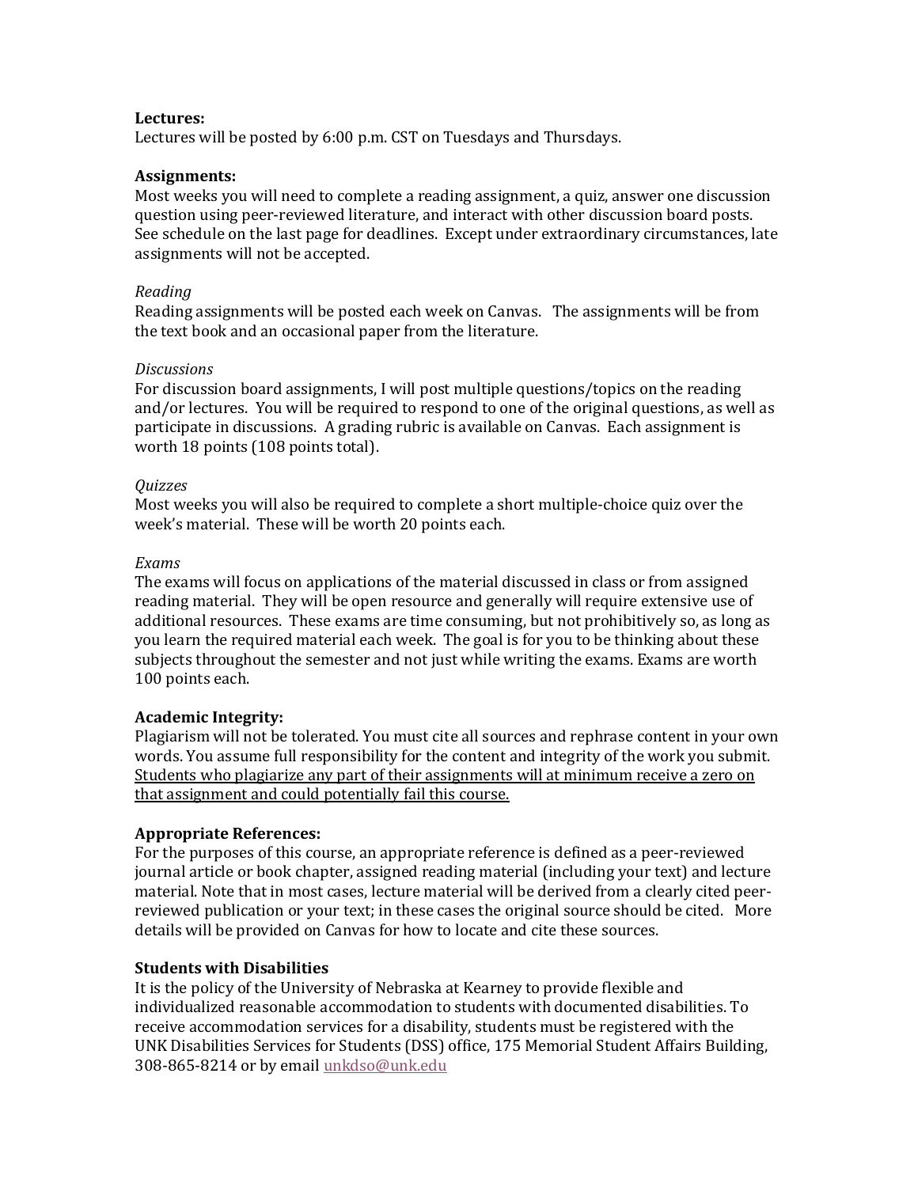**Lectures:**
Lectures will be posted by 6:00 p.m. CST on Tuesdays and Thursdays.

**Assignments:**
Most weeks you will need to complete a reading assignment, a quiz, answer one discussion question using peer-reviewed literature, and interact with other discussion board posts. See schedule on the last page for deadlines. Except under extraordinary circumstances, late assignments will not be accepted.

*Reading*
Reading assignments will be posted each week on Canvas. The assignments will be from the text book and an occasional paper from the literature.

*Discussions*
For discussion board assignments, I will post multiple questions/topics on the reading and/or lectures. You will be required to respond to one of the original questions, as well as participate in discussions. A grading rubric is available on Canvas. Each assignment is worth 18 points (108 points total).

*Quizzes*
Most weeks you will also be required to complete a short multiple-choice quiz over the week's material. These will be worth 20 points each.

*Exams*
The exams will focus on applications of the material discussed in class or from assigned reading material. They will be open resource and generally will require extensive use of additional resources. These exams are time consuming, but not prohibitively so, as long as you learn the required material each week. The goal is for you to be thinking about these subjects throughout the semester and not just while writing the exams. Exams are worth 100 points each.

**Academic Integrity:**
Plagiarism will not be tolerated. You must cite all sources and rephrase content in your own words. You assume full responsibility for the content and integrity of the work you submit. <u>Students who plagiarize any part of their assignments will at minimum receive a zero on that assignment and could potentially fail this course.</u>

**Appropriate References:**
For the purposes of this course, an appropriate reference is defined as a peer-reviewed journal article or book chapter, assigned reading material (including your text) and lecture material. Note that in most cases, lecture material will be derived from a clearly cited peer-reviewed publication or your text; in these cases the original source should be cited. More details will be provided on Canvas for how to locate and cite these sources.

**Students with Disabilities**
It is the policy of the University of Nebraska at Kearney to provide flexible and individualized reasonable accommodation to students with documented disabilities. To receive accommodation services for a disability, students must be registered with the UNK Disabilities Services for Students (DSS) office, 175 Memorial Student Affairs Building, 308-865-8214 or by email unkdso@unk.edu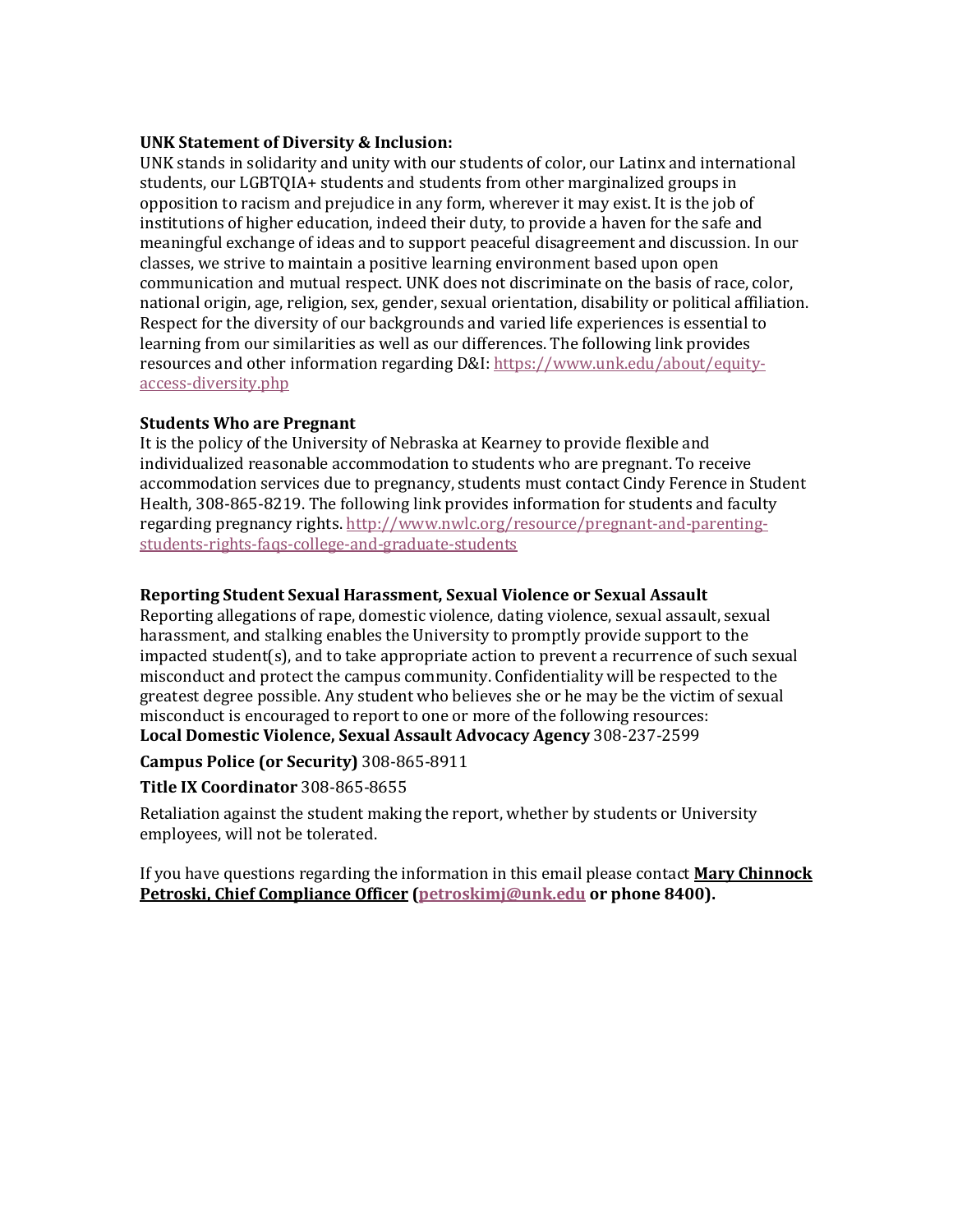**UNK Statement of Diversity & Inclusion:**
UNK stands in solidarity and unity with our students of color, our Latinx and international students, our LGBTQIA+ students and students from other marginalized groups in opposition to racism and prejudice in any form, wherever it may exist. It is the job of institutions of higher education, indeed their duty, to provide a haven for the safe and meaningful exchange of ideas and to support peaceful disagreement and discussion. In our classes, we strive to maintain a positive learning environment based upon open communication and mutual respect. UNK does not discriminate on the basis of race, color, national origin, age, religion, sex, gender, sexual orientation, disability or political affiliation. Respect for the diversity of our backgrounds and varied life experiences is essential to learning from our similarities as well as our differences. The following link provides resources and other information regarding D&I: [https://www.unk.edu/about/equity-access-diversity.php](https://www.unk.edu/about/equity-access-diversity.php)

**Students Who are Pregnant**
It is the policy of the University of Nebraska at Kearney to provide flexible and individualized reasonable accommodation to students who are pregnant. To receive accommodation services due to pregnancy, students must contact Cindy Ference in Student Health, 308-865-8219. The following link provides information for students and faculty regarding pregnancy rights. [http://www.nwlc.org/resource/pregnant-and-parenting-students-rights-faqs-college-and-graduate-students](http://www.nwlc.org/resource/pregnant-and-parenting-students-rights-faqs-college-and-graduate-students)

**Reporting Student Sexual Harassment, Sexual Violence or Sexual Assault**
Reporting allegations of rape, domestic violence, dating violence, sexual assault, sexual harassment, and stalking enables the University to promptly provide support to the impacted student(s), and to take appropriate action to prevent a recurrence of such sexual misconduct and protect the campus community. Confidentiality will be respected to the greatest degree possible. Any student who believes she or he may be the victim of sexual misconduct is encouraged to report to one or more of the following resources:
**Local Domestic Violence, Sexual Assault Advocacy Agency** 308-237-2599

**Campus Police (or Security)** 308-865-8911

**Title IX Coordinator** 308-865-8655

Retaliation against the student making the report, whether by students or University employees, will not be tolerated.

If you have questions regarding the information in this email please contact **Mary Chinnock Petroski, Chief Compliance Officer ([petroskimj@unk.edu](mailto:petroskimj@unk.edu) or phone 8400).**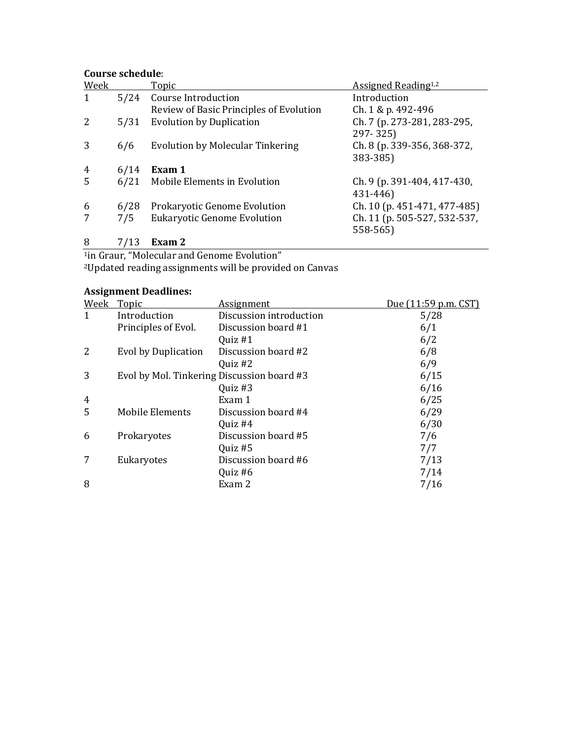**Course schedule**:

| Week | | Topic | Assigned Reading[1,2] |
|---|---|---|---|
| 1 | 5/24 | Course Introduction | Introduction |
| | | Review of Basic Principles of Evolution | Ch. 1 & p. 492-496 |
| 2 | 5/31 | Evolution by Duplication | Ch. 7 (p. 273-281, 283-295, 297- 325) |
| 3 | 6/6 | Evolution by Molecular Tinkering | Ch. 8 (p. 339-356, 368-372, 383-385) |
| 4 | 6/14 | **Exam 1** | |
| 5 | 6/21 | Mobile Elements in Evolution | Ch. 9 (p. 391-404, 417-430, 431-446) |
| 6 | 6/28 | Prokaryotic Genome Evolution | Ch. 10 (p. 451-471, 477-485) |
| 7 | 7/5 | Eukaryotic Genome Evolution | Ch. 11 (p. 505-527, 532-537, 558-565) |
| 8 | 7/13 | **Exam 2** | |

[1]in Graur, "Molecular and Genome Evolution"
[2]Updated reading assignments will be provided on Canvas

**Assignment Deadlines:**

| Week | Topic | Assignment | Due (11:59 p.m. CST) |
|---|---|---|---|
| 1 | Introduction | Discussion introduction | 5/28 |
| | Principles of Evol. | Discussion board #1 | 6/1 |
| | | Quiz #1 | 6/2 |
| 2 | Evol by Duplication | Discussion board #2 | 6/8 |
| | | Quiz #2 | 6/9 |
| 3 | Evol by Mol. Tinkering | Discussion board #3 | 6/15 |
| | | Quiz #3 | 6/16 |
| 4 | | Exam 1 | 6/25 |
| 5 | Mobile Elements | Discussion board #4 | 6/29 |
| | | Quiz #4 | 6/30 |
| 6 | Prokaryotes | Discussion board #5 | 7/6 |
| | | Quiz #5 | 7/7 |
| 7 | Eukaryotes | Discussion board #6 | 7/13 |
| | | Quiz #6 | 7/14 |
| 8 | | Exam 2 | 7/16 |